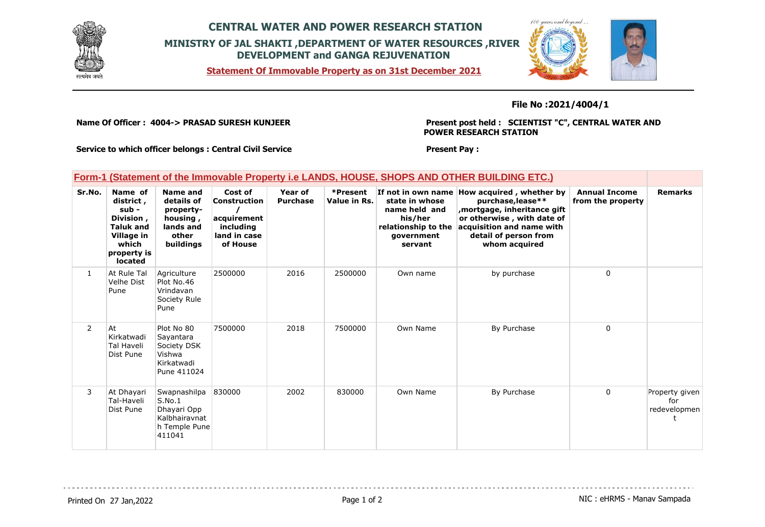# CENTRAL WATER AND POWER RESEARCH STATION

## MINISTRY OF JAL SHAKTI ,DEPARTMENT OF WATER RESOURCES ,RIVER DEVELOPMENT and GANGA REJUVENATION

**Statement Of Immovable Property as on 31st December 2021**

**File No :2021/4004/1**

**Name Of Officer : 4004-> PRASAD SURESH KUNJEER**

**Present post held : SCIENTIST "C", CENTRAL WATER AND POWER RESEARCH STATION**

**Service to which officer belongs : Central Civil Service**

**Present Pay :**

## Form-1 (Statement of the Immovable Property i.e LANDS, HOUSE, SHOPS AND OTHER BUILDING ETC.)

| Sr.No. | Name of district , sub - Division , Taluk and Village in which property is located | Name and details of property-housing , lands and other buildings | Cost of Construction / acquirement including land in case of House | Year of Purchase | *Present Value in Rs. | If not in own name state in whose name held and his/her relationship to the government servant | How acquired , whether by purchase,lease** ,mortgage, inheritance gift or otherwise , with date of acquisition and name with detail of person from whom acquired | Annual Income from the property | Remarks |
|---|---|---|---|---|---|---|---|---|---|
| 1 | At Rule Tal Velhe Dist Pune | Agriculture Plot No.46 Vrindavan Society Rule Pune | 2500000 | 2016 | 2500000 | Own name | by purchase | 0 | |
| 2 | At Kirkatwadi Tal Haveli Dist Pune | Plot No 80 Sayantara Society DSK Vishwa Kirkatwadi Pune 411024 | 7500000 | 2018 | 7500000 | Own Name | By Purchase | 0 | |
| 3 | At Dhayari Tal-Haveli Dist Pune | Swapnashilpa S.No.1 Dhayari Opp Kalbhairavnath Temple Pune 411041 | 830000 | 2002 | 830000 | Own Name | By Purchase | 0 | Property given for redevelopment |

Printed On 27 Jan,2022

NIC : eHRMS - Manav Sampada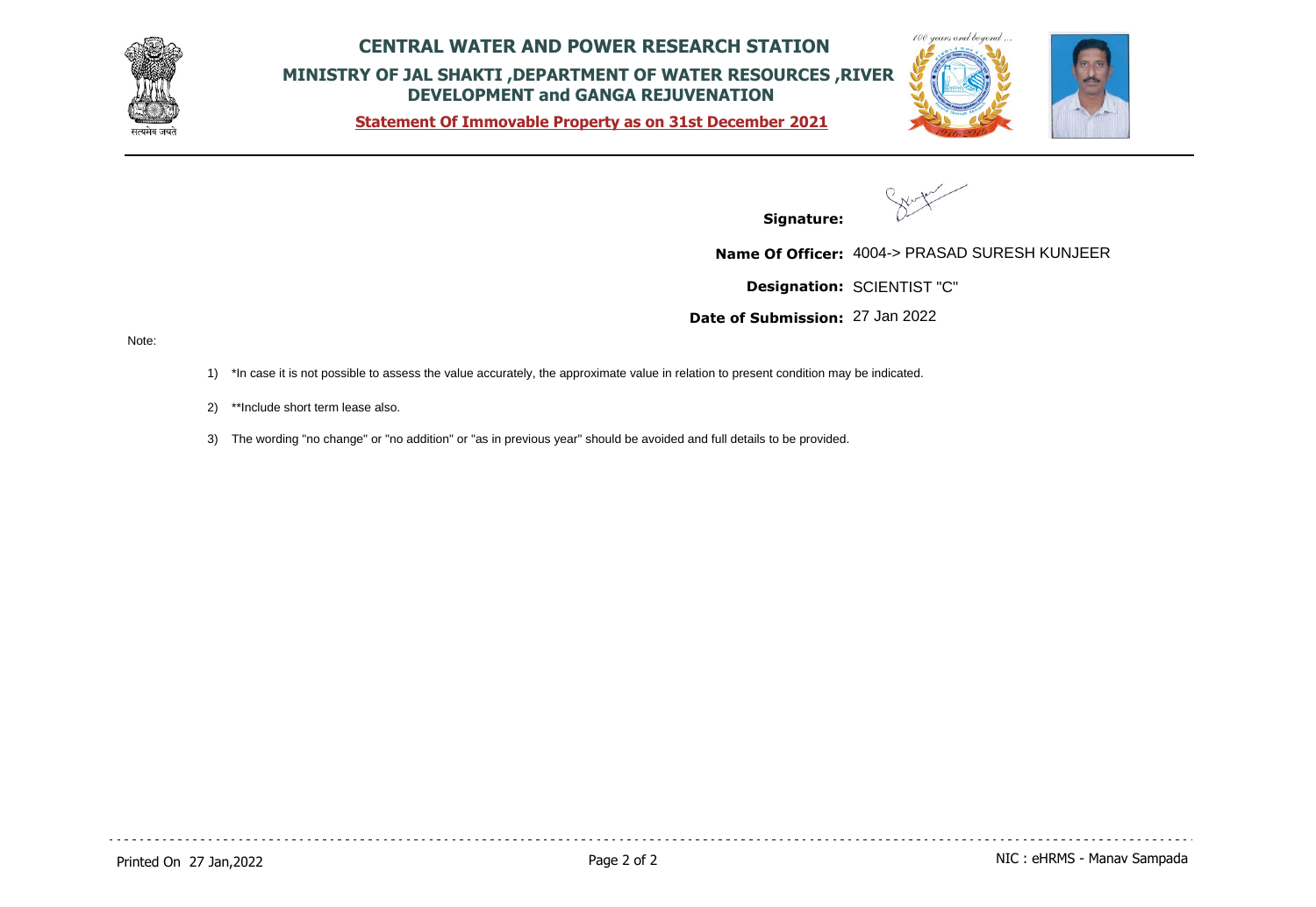# CENTRAL WATER AND POWER RESEARCH STATION

## MINISTRY OF JAL SHAKTI ,DEPARTMENT OF WATER RESOURCES ,RIVER DEVELOPMENT and GANGA REJUVENATION

**Statement Of Immovable Property as on 31st December 2021**

**Signature:**

**Name Of Officer:** 4004-> PRASAD SURESH KUNJEER

**Designation:** SCIENTIST "C"

**Date of Submission:** 27 Jan 2022

Note:

1) *In case it is not possible to assess the value accurately, the approximate value in relation to present condition may be indicated.
2) **Include short term lease also.
3) The wording "no change" or "no addition" or "as in previous year" should be avoided and full details to be provided.

Printed On 27 Jan,2022

NIC : eHRMS - Manav Sampada